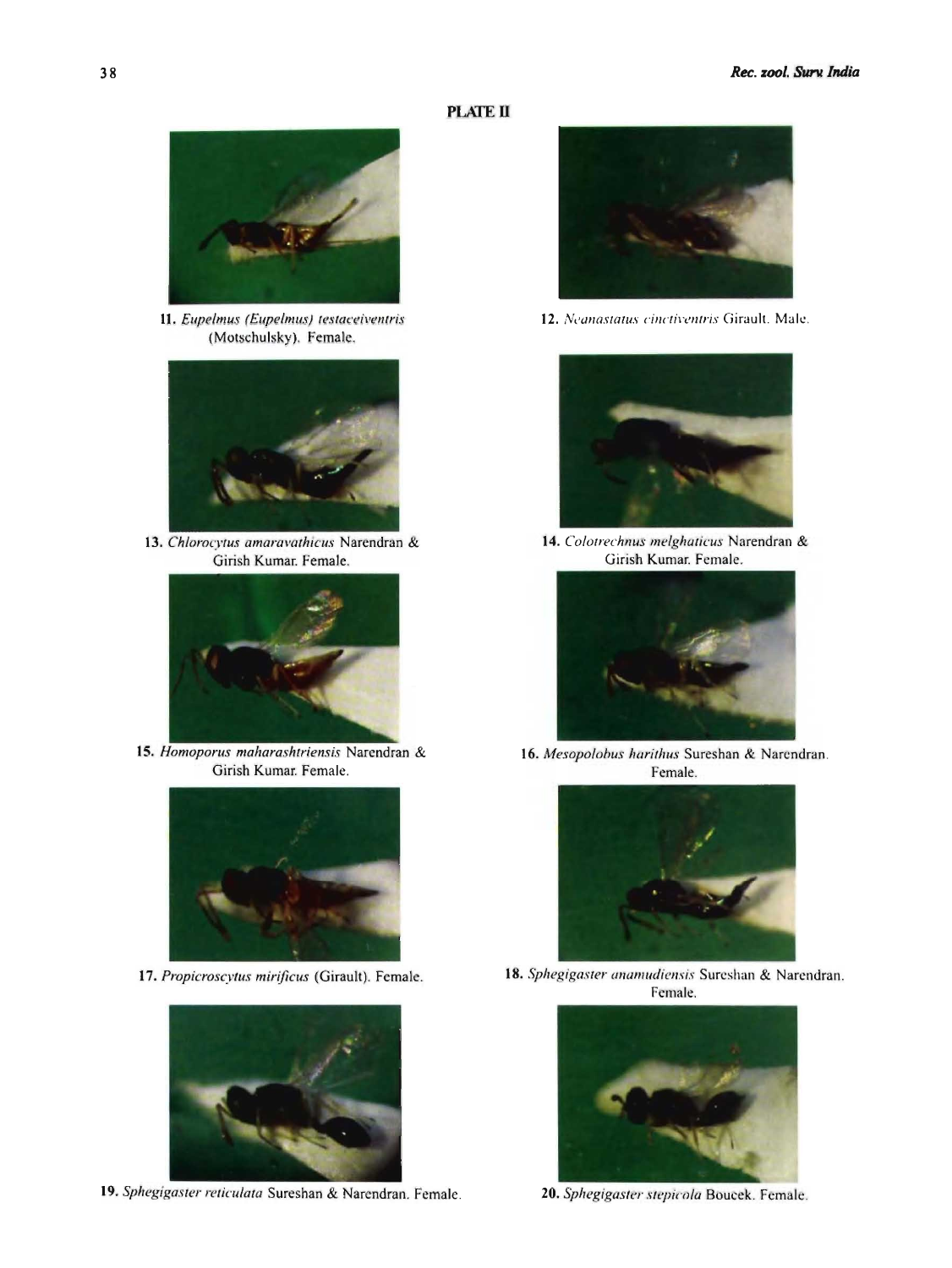## PLATE II

11. *Eupelmus (Eupelmus) testaceiventris* (Motschulsky). Female.

12. *Neanastatus cinctiventris* Girault. Male.

13. *Chlorocytus amaravathicus* Narendran & Girish Kumar. Female.

14. *Colotrechnus melghaticus* Narendran & Girish Kumar. Female.

15. *Homoporus maharashtriensis* Narendran & Girish Kumar. Female.

16. *Mesopolobus harithus* Sureshan & Narendran. Female.

17. *Propicroscytus mirificus* (Girault). Female.

18. *Sphegigaster anamudiensis* Sureshan & Narendran. Female.

19. *Sphegigaster reticulata* Sureshan & Narendran. Female.

20. *Sphegigaster stepicola* Boucek. Female.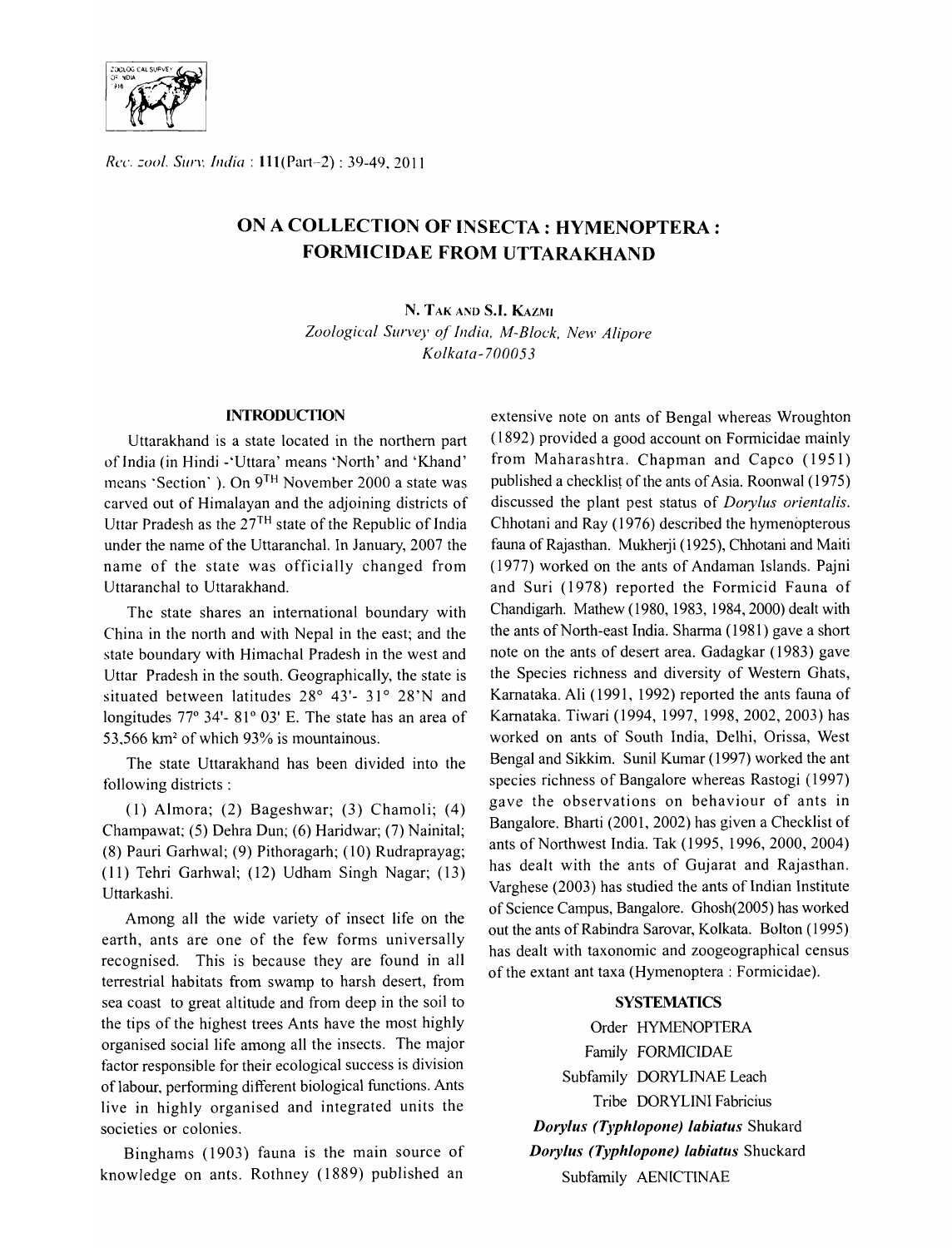# ON A COLLECTION OF INSECTA : HYMENOPTERA : FORMICIDAE FROM UTTARAKHAND

N. TAK AND S.I. KAZMI

*Zoological Survey of India, M-Block, New Alipore Kolkata-700053*

## INTRODUCTION

Uttarakhand is a state located in the northern part of India (in Hindi -'Uttara' means 'North' and 'Khand' means 'Section' ). On 9TH November 2000 a state was carved out of Himalayan and the adjoining districts of Uttar Pradesh as the 27TH state of the Republic of India under the name of the Uttaranchal. In January, 2007 the name of the state was officially changed from Uttaranchal to Uttarakhand.

The state shares an international boundary with China in the north and with Nepal in the east; and the state boundary with Himachal Pradesh in the west and Uttar Pradesh in the south. Geographically, the state is situated between latitudes 28° 43'- 31° 28'N and longitudes 77° 34'- 81° 03' E. The state has an area of 53,566 km² of which 93% is mountainous.

The state Uttarakhand has been divided into the following districts :

(1) Almora; (2) Bageshwar; (3) Chamoli; (4) Champawat; (5) Dehra Dun; (6) Haridwar; (7) Nainital; (8) Pauri Garhwal; (9) Pithoragarh; (10) Rudraprayag; (11) Tehri Garhwal; (12) Udham Singh Nagar; (13) Uttarkashi.

Among all the wide variety of insect life on the earth, ants are one of the few forms universally recognised. This is because they are found in all terrestrial habitats from swamp to harsh desert, from sea coast to great altitude and from deep in the soil to the tips of the highest trees Ants have the most highly organised social life among all the insects. The major factor responsible for their ecological success is division of labour, performing different biological functions. Ants live in highly organised and integrated units the societies or colonies.

Binghams (1903) fauna is the main source of knowledge on ants. Rothney (1889) published an extensive note on ants of Bengal whereas Wroughton (1892) provided a good account on Formicidae mainly from Maharashtra. Chapman and Capco (1951) published a checklist of the ants of Asia. Roonwal (1975) discussed the plant pest status of *Dorylus orientalis*. Chhotani and Ray (1976) described the hymenopterous fauna of Rajasthan. Mukherji (1925), Chhotani and Maiti (1977) worked on the ants of Andaman Islands. Pajni and Suri (1978) reported the Formicid Fauna of Chandigarh. Mathew (1980, 1983, 1984, 2000) dealt with the ants of North-east India. Sharma (1981) gave a short note on the ants of desert area. Gadagkar (1983) gave the Species richness and diversity of Western Ghats, Karnataka. Ali (1991, 1992) reported the ants fauna of Karnataka. Tiwari (1994, 1997, 1998, 2002, 2003) has worked on ants of South India, Delhi, Orissa, West Bengal and Sikkim. Sunil Kumar (1997) worked the ant species richness of Bangalore whereas Rastogi (1997) gave the observations on behaviour of ants in Bangalore. Bharti (2001, 2002) has given a Checklist of ants of Northwest India. Tak (1995, 1996, 2000, 2004) has dealt with the ants of Gujarat and Rajasthan. Varghese (2003) has studied the ants of Indian Institute of Science Campus, Bangalore. Ghosh(2005) has worked out the ants of Rabindra Sarovar, Kolkata. Bolton (1995) has dealt with taxonomic and zoogeographical census of the extant ant taxa (Hymenoptera : Formicidae).

## SYSTEMATICS

Order HYMENOPTERA

Family FORMICIDAE

Subfamily DORYLINAE Leach

Tribe DORYLINI Fabricius

***Dorylus (Typhlopone) labiatus*** **Shukard**

***Dorylus (Typhlopone) labiatus*** **Shuckard**

Subfamily AENICTINAE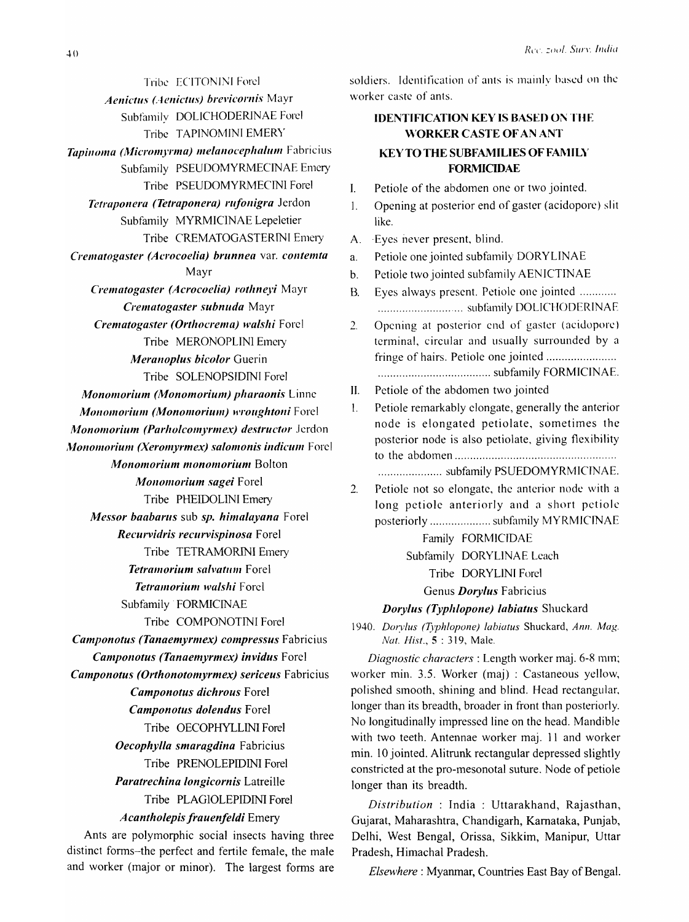Tribe ECITONINI Forel

***Aenictus (Aenictus) brevicornis*** Mayr

Subfamily DOLICHODERINAE Forel

Tribe TAPINOMINI EMERY

***Tapinoma (Micromyrma) melanocephalum*** Fabricius

Subfamily PSEUDOMYRMECINAE Emery

Tribe PSEUDOMYRMECINI Forel

***Tetraponera (Tetraponera) rufonigra*** Jerdon

Subfamily MYRMICINAE Lepeletier

Tribe CREMATOGASTERINI Emery

***Crematogaster (Acrocoelia) brunnea*** var. ***contemta*** Mayr

***Crematogaster (Acrocoelia) rothneyi*** Mayr

***Crematogaster subnuda*** Mayr

***Crematogaster (Orthocrema) walshi*** Forel

Tribe MERONOPLINI Emery

***Meranoplus bicolor*** Guerin

Tribe SOLENOPSIDINI Forel

***Monomorium (Monomorium) pharaonis*** Linne

***Monomorium (Monomorium) wroughtoni*** Forel

***Monomorium (Parholcomyrmex) destructor*** Jerdon

***Monomorium (Xeromyrmex) salomonis indicum*** Forel

***Monomorium monomorium*** Bolton

***Monomorium sagei*** Forel

Tribe PHEIDOLINI Emery

***Messor baabarus*** sub ***sp. himalayana*** Forel

***Recurvidris recurvispinosa*** Forel

Tribe TETRAMORINI Emery

***Tetramorium salvatum*** Forel

***Tetramorium walshi*** Forel

Subfamily FORMICINAE

Tribe COMPONOTINI Forel

***Camponotus (Tanaemyrmex) compressus*** Fabricius

***Camponotus (Tanaemyrmex) invidus*** Forel

***Camponotus (Orthonotomyrmex) sericeus*** Fabricius

***Camponotus dichrous*** Forel

***Camponotus dolendus*** Forel

Tribe OECOPHYLLINI Forel

***Oecophylla smaragdina*** Fabricius

Tribe PRENOLEPIDINI Forel

***Paratrechina longicornis*** Latreille

Tribe PLAGIOLEPIDINI Forel

***Acantholepis frauenfeldi*** Emery

Ants are polymorphic social insects having three distinct forms–the perfect and fertile female, the male and worker (major or minor). The largest forms are soldiers. Identification of ants is mainly based on the worker caste of ants.

## IDENTIFICATION KEY IS BASED ON THE WORKER CASTE OF AN ANT

## KEY TO THE SUBFAMILIES OF FAMILY FORMICIDAE

I. Petiole of the abdomen one or two jointed.

1. Opening at posterior end of gaster (acidopore) slit like.

A. Eyes never present, blind.

a. Petiole one jointed subfamily DORYLINAE

b. Petiole two jointed subfamily AENICTINAE

B. Eyes always present. Petiole one jointed ............ ........................... subfamily DOLICHODERINAE

2. Opening at posterior end of gaster (acidopore) terminal, circular and usually surrounded by a fringe of hairs. Petiole one jointed ....................... ..................................... subfamily FORMICINAE.

II. Petiole of the abdomen two jointed

1. Petiole remarkably elongate, generally the anterior node is elongated petiolate, sometimes the posterior node is also petiolate, giving flexibility to the abdomen ..................................................... ..................... subfamily PSUEDOMYRMICINAE.

2. Petiole not so elongate, the anterior node with a long petiole anteriorly and a short petiole posteriorly .................... subfamily MYRMICINAE

Family FORMICIDAE

Subfamily DORYLINAE Leach

Tribe DORYLINI Forel

Genus ***Dorylus*** Fabricius

***Dorylus (Typhlopone) labiatus*** Shuckard

1940. *Dorylus (Typhlopone) labiatus* Shuckard, *Ann. Mag. Nat. Hist.*, **5** : 319, Male.

*Diagnostic characters* : Length worker maj. 6-8 mm; worker min. 3.5. Worker (maj) : Castaneous yellow, polished smooth, shining and blind. Head rectangular, longer than its breadth, broader in front than posteriorly. No longitudinally impressed line on the head. Mandible with two teeth. Antennae worker maj. 11 and worker min. 10 jointed. Alitrunk rectangular depressed slightly constricted at the pro-mesonotal suture. Node of petiole longer than its breadth.

*Distribution* : India : Uttarakhand, Rajasthan, Gujarat, Maharashtra, Chandigarh, Karnataka, Punjab, Delhi, West Bengal, Orissa, Sikkim, Manipur, Uttar Pradesh, Himachal Pradesh.

*Elsewhere* : Myanmar, Countries East Bay of Bengal.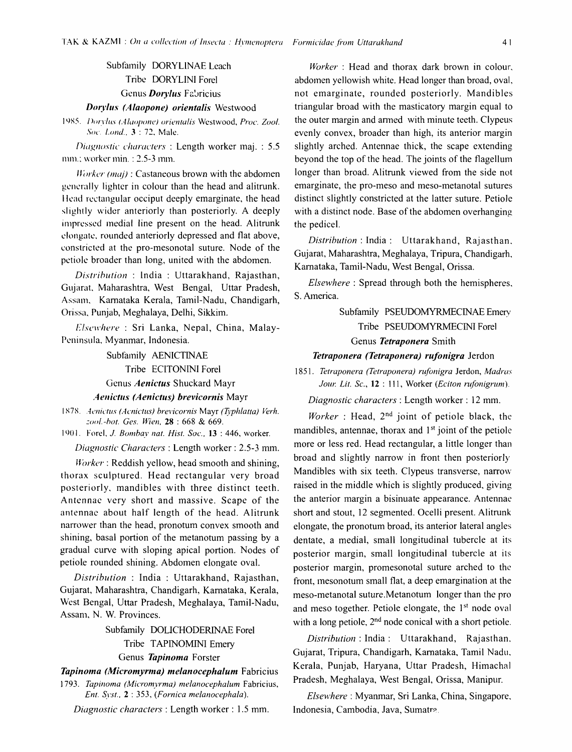Subfamily DORYLINAE Leach

Tribe DORYLINI Forel

Genus ***Dorylus*** Fabricius

***Dorylus (Alaopone) orientalis*** Westwood

1985. *Dorylus (Alaopone) orientalis* Westwood, *Proc. Zool. Soc. Lond.*, **3** : 72, Male.

*Diagnostic characters* : Length worker maj. : 5.5 mm.; worker min. : 2.5-3 mm.

*Worker (maj)* : Castaneous brown with the abdomen generally lighter in colour than the head and alitrunk. Head rectangular occiput deeply emarginate, the head slightly wider anteriorly than posteriorly. A deeply impressed medial line present on the head. Alitrunk elongate, rounded anteriorly depressed and flat above, constricted at the pro-mesonotal suture. Node of the petiole broader than long, united with the abdomen.

*Distribution* : India : Uttarakhand, Rajasthan, Gujarat, Maharashtra, West Bengal, Uttar Pradesh, Assam, Karnataka Kerala, Tamil-Nadu, Chandigarh, Orissa, Punjab, Meghalaya, Delhi, Sikkim.

*Elsewhere* : Sri Lanka, Nepal, China, Malay-Peninsula, Myanmar, Indonesia.

Subfamily AENICTINAE

Tribe ECITONINI Forel

Genus ***Aenictus*** Shuckard Mayr

***Aenictus (Aenictus) brevicornis*** Mayr

1878. *Aenictus (Aenictus) brevicornis* Mayr *(Typhlatta) Verh. zool.-bot. Ges. Wien*, **28** : 668 & 669.

1901. Forel, *J. Bombay nat. Hist. Soc.*, **13** : 446, worker.

*Diagnostic Characters* : Length worker : 2.5-3 mm.

*Worker* : Reddish yellow, head smooth and shining, thorax sculptured. Head rectangular very broad posteriorly, mandibles with three distinct teeth. Antennae very short and massive. Scape of the antennae about half length of the head. Alitrunk narrower than the head, pronotum convex smooth and shining, basal portion of the metanotum passing by a gradual curve with sloping apical portion. Nodes of petiole rounded shining. Abdomen elongate oval.

*Distribution* : India : Uttarakhand, Rajasthan, Gujarat, Maharashtra, Chandigarh, Karnataka, Kerala, West Bengal, Uttar Pradesh, Meghalaya, Tamil-Nadu, Assam, N. W. Provinces.

Subfamily DOLICHODERINAE Forel

Tribe TAPINOMINI Emery

Genus ***Tapinoma*** Forster

***Tapinoma (Micromyrma) melanocephalum*** Fabricius

1793. *Tapinoma (Micromyrma) melanocephalum* Fabricius, *Ent. Syst.*, **2** : 353, (*Fornica melanocephala*).

*Diagnostic characters* : Length worker : 1.5 mm.

*Worker* : Head and thorax dark brown in colour, abdomen yellowish white. Head longer than broad, oval, not emarginate, rounded posteriorly. Mandibles triangular broad with the masticatory margin equal to the outer margin and armed with minute teeth. Clypeus evenly convex, broader than high, its anterior margin slightly arched. Antennae thick, the scape extending beyond the top of the head. The joints of the flagellum longer than broad. Alitrunk viewed from the side not emarginate, the pro-meso and meso-metanotal sutures distinct slightly constricted at the latter suture. Petiole with a distinct node. Base of the abdomen overhanging the pedicel.

*Distribution* : India : Uttarakhand, Rajasthan, Gujarat, Maharashtra, Meghalaya, Tripura, Chandigarh, Karnataka, Tamil-Nadu, West Bengal, Orissa.

*Elsewhere* : Spread through both the hemispheres, S. America.

Subfamily PSEUDOMYRMECINAE Emery

Tribe PSEUDOMYRMECINI Forel

Genus ***Tetraponera*** Smith

***Tetraponera (Tetraponera) rufonigra*** Jerdon

1851. *Tetraponera (Tetraponera) rufonigra* Jerdon, *Madras Jour. Lit. Sc.*, **12** : 111, Worker (*Eciton rufonigrum*).

*Diagnostic characters* : Length worker : 12 mm.

*Worker* : Head, 2nd joint of petiole black, the mandibles, antennae, thorax and 1st joint of the petiole more or less red. Head rectangular, a little longer than broad and slightly narrow in front then posteriorly Mandibles with six teeth. Clypeus transverse, narrow raised in the middle which is slightly produced, giving the anterior margin a bisinuate appearance. Antennae short and stout, 12 segmented. Ocelli present. Alitrunk elongate, the pronotum broad, its anterior lateral angles dentate, a medial, small longitudinal tubercle at its posterior margin, small longitudinal tubercle at its posterior margin, promesonotal suture arched to the front, mesonotum small flat, a deep emargination at the meso-metanotal suture.Metanotum longer than the pro and meso together. Petiole elongate, the 1st node oval with a long petiole, 2nd node conical with a short petiole.

*Distribution* : India : Uttarakhand, Rajasthan, Gujarat, Tripura, Chandigarh, Karnataka, Tamil Nadu, Kerala, Punjab, Haryana, Uttar Pradesh, Himachal Pradesh, Meghalaya, West Bengal, Orissa, Manipur.

*Elsewhere* : Myanmar, Sri Lanka, China, Singapore, Indonesia, Cambodia, Java, Sumatra.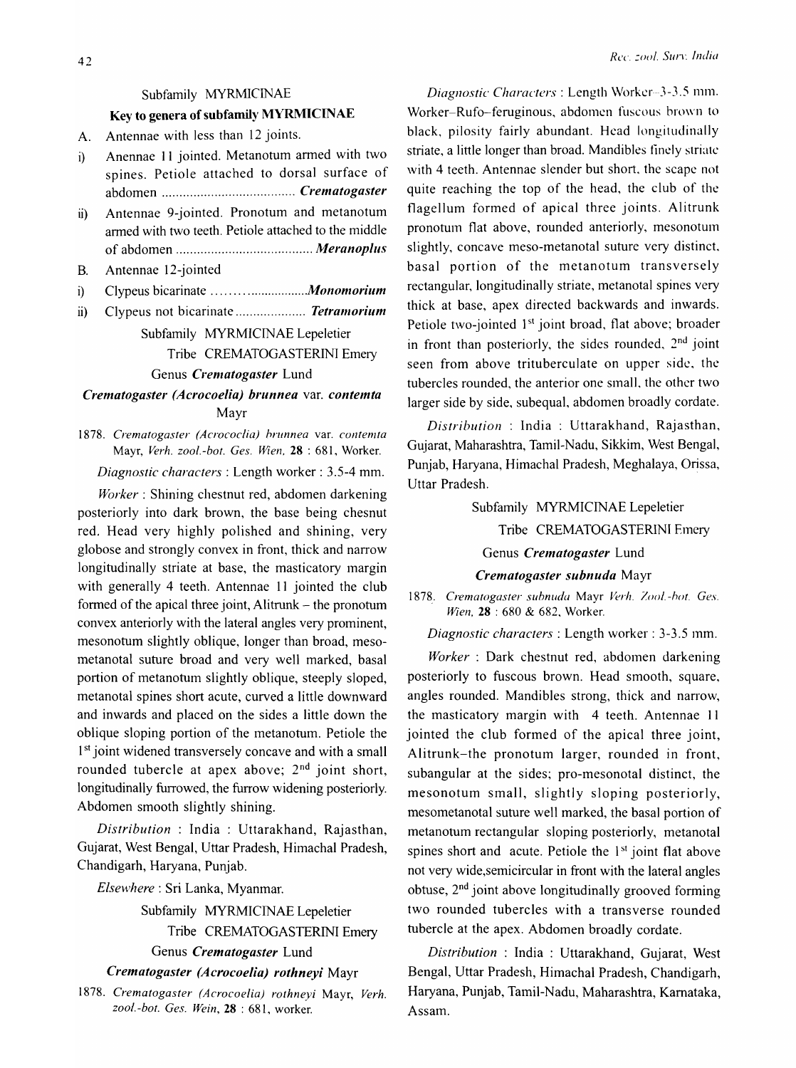## Subfamily MYRMICINAE

### Key to genera of subfamily MYRMICINAE

A. Antennae with less than 12 joints.

i) Anennae 11 jointed. Metanotum armed with two spines. Petiole attached to dorsal surface of abdomen ...................................... ***Crematogaster***

ii) Antennae 9-jointed. Pronotum and metanotum armed with two teeth. Petiole attached to the middle of abdomen ...................................... ***Meranoplus***

B. Antennae 12-jointed

i) Clypeus bicarinate ..................... ***Monomorium***

ii) Clypeus not bicarinate .................... ***Tetramorium***

Subfamily MYRMICINAE Lepeletier

Tribe CREMATOGASTERINI Emery

Genus *Crematogaster* Lund

### *Crematogaster (Acrocoelia) brunnea* var. *contemta* Mayr

1878. *Crematogaster (Acrocoelia) brunnea* var. *contemta* Mayr, *Verh. zool.-bot. Ges. Wien,* **28** : 681, Worker.

*Diagnostic characters* : Length worker : 3.5-4 mm.

*Worker* : Shining chestnut red, abdomen darkening posteriorly into dark brown, the base being chesnut red. Head very highly polished and shining, very globose and strongly convex in front, thick and narrow longitudinally striate at base, the masticatory margin with generally 4 teeth. Antennae 11 jointed the club formed of the apical three joint, Alitrunk – the pronotum convex anteriorly with the lateral angles very prominent, mesonotum slightly oblique, longer than broad, meso-metanotal suture broad and very well marked, basal portion of metanotum slightly oblique, steeply sloped, metanotal spines short acute, curved a little downward and inwards and placed on the sides a little down the oblique sloping portion of the metanotum. Petiole the 1st joint widened transversely concave and with a small rounded tubercle at apex above; 2nd joint short, longitudinally furrowed, the furrow widening posteriorly. Abdomen smooth slightly shining.

*Distribution* : India : Uttarakhand, Rajasthan, Gujarat, West Bengal, Uttar Pradesh, Himachal Pradesh, Chandigarh, Haryana, Punjab.

*Elsewhere* : Sri Lanka, Myanmar.

Subfamily MYRMICINAE Lepeletier

Tribe CREMATOGASTERINI Emery

Genus *Crematogaster* Lund

### *Crematogaster (Acrocoelia) rothneyi* Mayr

1878. *Crematogaster (Acrocoelia) rothneyi* Mayr, *Verh. zool.-bot. Ges. Wein,* **28** : 681, worker.

*Diagnostic Characters* : Length Worker–3-3.5 mm. Worker–Rufo–feruginous, abdomen fuscous brown to black, pilosity fairly abundant. Head longitudinally striate, a little longer than broad. Mandibles finely striate with 4 teeth. Antennae slender but short, the scape not quite reaching the top of the head, the club of the flagellum formed of apical three joints. Alitrunk pronotum flat above, rounded anteriorly, mesonotum slightly, concave meso-metanotal suture very distinct, basal portion of the metanotum transversely rectangular, longitudinally striate, metanotal spines very thick at base, apex directed backwards and inwards. Petiole two-jointed 1st joint broad, flat above; broader in front than posteriorly, the sides rounded, 2nd joint seen from above trituberculate on upper side, the tubercles rounded, the anterior one small, the other two larger side by side, subequal, abdomen broadly cordate.

*Distribution* : India : Uttarakhand, Rajasthan, Gujarat, Maharashtra, Tamil-Nadu, Sikkim, West Bengal, Punjab, Haryana, Himachal Pradesh, Meghalaya, Orissa, Uttar Pradesh.

Subfamily MYRMICINAE Lepeletier

Tribe CREMATOGASTERINI Emery

Genus *Crematogaster* Lund

### *Crematogaster subnuda* Mayr

1878. *Crematogaster subnuda* Mayr *Verh. Zool.-bot. Ges. Wien,* **28** : 680 & 682, Worker.

*Diagnostic characters* : Length worker : 3-3.5 mm.

*Worker* : Dark chestnut red, abdomen darkening posteriorly to fuscous brown. Head smooth, square, angles rounded. Mandibles strong, thick and narrow, the masticatory margin with 4 teeth. Antennae 11 jointed the club formed of the apical three joint, Alitrunk–the pronotum larger, rounded in front, subangular at the sides; pro-mesonotal distinct, the mesonotum small, slightly sloping posteriorly, mesometanotal suture well marked, the basal portion of metanotum rectangular sloping posteriorly, metanotal spines short and acute. Petiole the 1st joint flat above not very wide,semicircular in front with the lateral angles obtuse, 2nd joint above longitudinally grooved forming two rounded tubercles with a transverse rounded tubercle at the apex. Abdomen broadly cordate.

*Distribution* : India : Uttarakhand, Gujarat, West Bengal, Uttar Pradesh, Himachal Pradesh, Chandigarh, Haryana, Punjab, Tamil-Nadu, Maharashtra, Karnataka, Assam.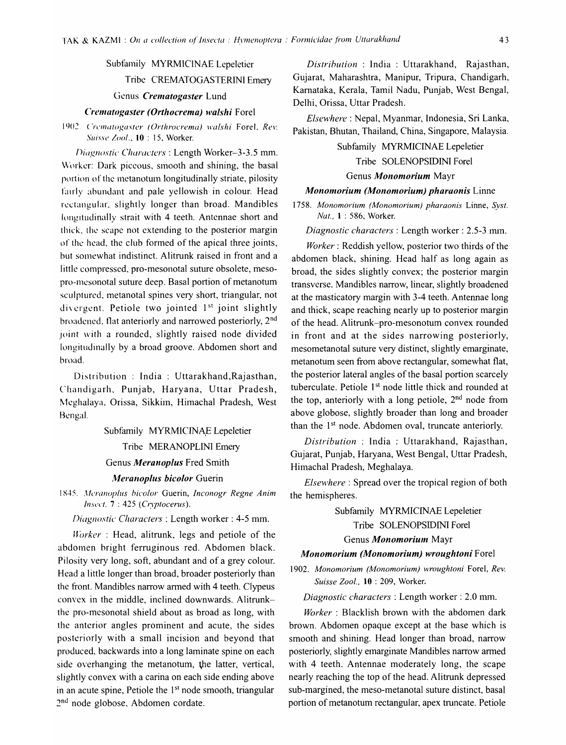Subfamily MYRMICINAE Lepeletier

Tribe CREMATOGASTERINI Emery

Genus ***Crematogaster*** Lund

***Crematogaster (Orthocrema) walshi*** Forel

1902. *Crematogaster (Orthrocrema) walshi* Forel, *Rev. Suisse Zool.*, **10** : 15, Worker.

*Diagnostic Characters* : Length Worker–3-3.5 mm. Worker: Dark piceous, smooth and shining, the basal portion of the metanotum longitudinally striate, pilosity fairly abundant and pale yellowish in colour. Head rectangular, slightly longer than broad. Mandibles longitudinally strait with 4 teeth. Antennae short and thick, the scape not extending to the posterior margin of the head, the club formed of the apical three joints, but somewhat indistinct. Alitrunk raised in front and a little compressed, pro-mesonotal suture obsolete, meso-pro-mesonotal suture deep. Basal portion of metanotum sculptured, metanotal spines very short, triangular, not divergent. Petiole two jointed 1st joint slightly broadened, flat anteriorly and narrowed posteriorly, 2nd joint with a rounded, slightly raised node divided longitudinally by a broad groove. Abdomen short and broad.

Distribution : India : Uttarakhand,Rajasthan, Chandigarh, Punjab, Haryana, Uttar Pradesh, Meghalaya, Orissa, Sikkim, Himachal Pradesh, West Bengal.

Subfamily MYRMICINAE Lepeletier

Tribe MERANOPLINI Emery

Genus ***Meranoplus*** Fred Smith

***Meranoplus bicolor*** Guerin

1845. *Meranoplus bicolor* Guerin, *Inconogr Regne Anim Insect*. **7** : 425 (*Cryptocerus*).

*Diagnostic Characters* : Length worker : 4-5 mm.

*Worker* : Head, alitrunk, legs and petiole of the abdomen bright ferruginous red. Abdomen black. Pilosity very long, soft, abundant and of a grey colour. Head a little longer than broad, broader posteriorly than the front. Mandibles narrow armed with 4 teeth. Clypeus convex in the middle, inclined downwards. Alitrunk– the pro-mesonotal shield about as broad as long, with the anterior angles prominent and acute, the sides posteriorly with a small incision and beyond that produced, backwards into a long laminate spine on each side overhanging the metanotum, the latter, vertical, slightly convex with a carina on each side ending above in an acute spine, Petiole the 1st node smooth, triangular 2nd node globose, Abdomen cordate.

*Distribution* : India : Uttarakhand, Rajasthan, Gujarat, Maharashtra, Manipur, Tripura, Chandigarh, Karnataka, Kerala, Tamil Nadu, Punjab, West Bengal, Delhi, Orissa, Uttar Pradesh.

*Elsewhere* : Nepal, Myanmar, Indonesia, Sri Lanka, Pakistan, Bhutan, Thailand, China, Singapore, Malaysia.

Subfamily MYRMICINAE Lepeletier

Tribe SOLENOPSIDINI Forel

Genus ***Monomorium*** Mayr

***Monomorium (Monomorium) pharaonis*** Linne

1758. *Monomorium (Monomorium) pharaonis* Linne, *Syst. Nat.*, **1** : 586, Worker.

*Diagnostic characters* : Length worker : 2.5-3 mm.

*Worker* : Reddish yellow, posterior two thirds of the abdomen black, shining. Head half as long again as broad, the sides slightly convex; the posterior margin transverse. Mandibles narrow, linear, slightly broadened at the masticatory margin with 3-4 teeth. Antennae long and thick, scape reaching nearly up to posterior margin of the head. Alitrunk–pro-mesonotum convex rounded in front and at the sides narrowing posteriorly, mesometanotal suture very distinct, slightly emarginate, metanotum seen from above rectangular, somewhat flat, the posterior lateral angles of the basal portion scarcely tuberculate. Petiole 1st node little thick and rounded at the top, anteriorly with a long petiole, 2nd node from above globose, slightly broader than long and broader than the 1st node. Abdomen oval, truncate anteriorly.

*Distribution* : India : Uttarakhand, Rajasthan, Gujarat, Punjab, Haryana, West Bengal, Uttar Pradesh, Himachal Pradesh, Meghalaya.

*Elsewhere* : Spread over the tropical region of both the hemispheres.

Subfamily MYRMICINAE Lepeletier

Tribe SOLENOPSIDINI Forel

Genus ***Monomorium*** Mayr

***Monomorium (Monomorium) wroughtoni*** Forel

1902. *Monomorium (Monomorium) wroughtoni* Forel, *Rev. Suisse Zool.*, **10** : 209, Worker.

*Diagnostic characters* : Length worker : 2.0 mm.

*Worker* : Blacklish brown with the abdomen dark brown. Abdomen opaque except at the base which is smooth and shining. Head longer than broad, narrow posteriorly, slightly emarginate Mandibles narrow armed with 4 teeth. Antennae moderately long, the scape nearly reaching the top of the head. Alitrunk depressed sub-margined, the meso-metanotal suture distinct, basal portion of metanotum rectangular, apex truncate. Petiole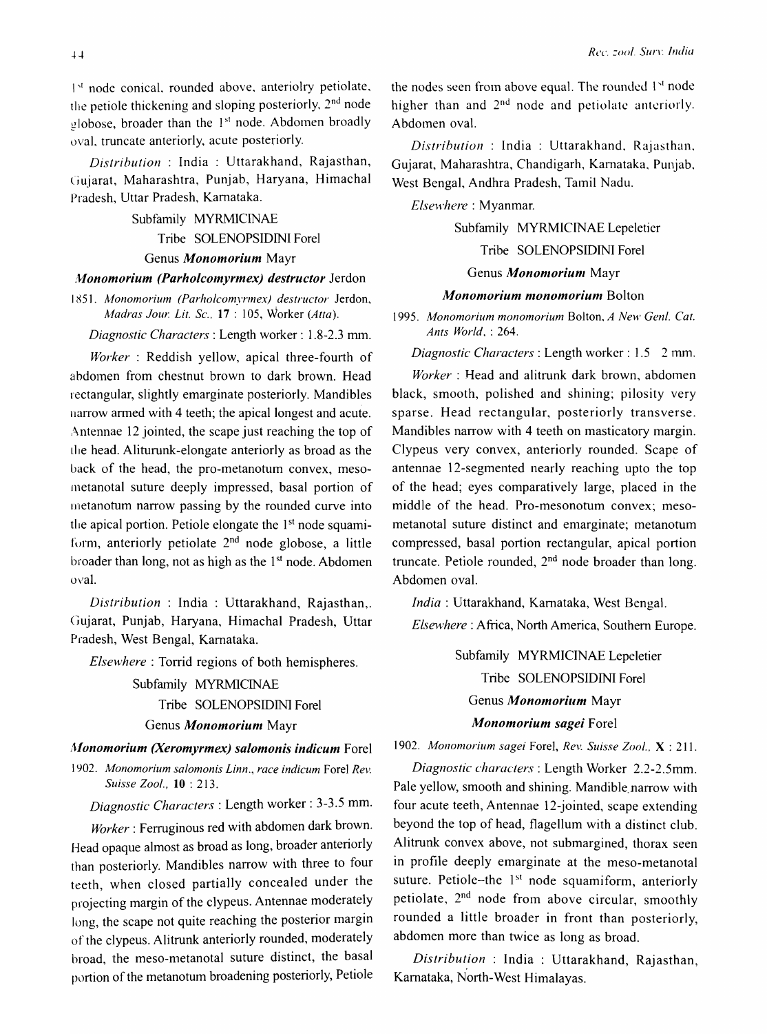1[st] node conical, rounded above, anteriolry petiolate, the petiole thickening and sloping posteriorly, 2[nd] node globose, broader than the 1[st] node. Abdomen broadly oval, truncate anteriorly, acute posteriorly.

*Distribution* : India : Uttarakhand, Rajasthan, Gujarat, Maharashtra, Punjab, Haryana, Himachal Pradesh, Uttar Pradesh, Karnataka.

Subfamily MYRMICINAE

Tribe SOLENOPSIDINI Forel

Genus ***Monomorium*** Mayr

### *Monomorium (Parholcomyrmex) destructor* Jerdon

1851. *Monomorium (Parholcomyrmex) destructor* Jerdon, *Madras Jour. Lit. Sc.*, **17** : 105, Worker (*Atta*).

*Diagnostic Characters* : Length worker : 1.8-2.3 mm.

*Worker* : Reddish yellow, apical three-fourth of abdomen from chestnut brown to dark brown. Head rectangular, slightly emarginate posteriorly. Mandibles narrow armed with 4 teeth; the apical longest and acute. Antennae 12 jointed, the scape just reaching the top of the head. Aliturunk-elongate anteriorly as broad as the back of the head, the pro-metanotum convex, meso-metanotal suture deeply impressed, basal portion of metanotum narrow passing by the rounded curve into the apical portion. Petiole elongate the 1[st] node squamiform, anteriorly petiolate 2[nd] node globose, a little broader than long, not as high as the 1[st] node. Abdomen oval.

*Distribution* : India : Uttarakhand, Rajasthan,. Gujarat, Punjab, Haryana, Himachal Pradesh, Uttar Pradesh, West Bengal, Karnataka.

*Elsewhere* : Torrid regions of both hemispheres.

Subfamily MYRMICINAE

Tribe SOLENOPSIDINI Forel

Genus ***Monomorium*** Mayr

### *Monomorium (Xeromyrmex) salomonis indicum* Forel

1902. *Monomorium salomonis Linn., race indicum* Forel *Rev. Suisse Zool.*, **10** : 213.

*Diagnostic Characters* : Length worker : 3-3.5 mm.

*Worker* : Ferruginous red with abdomen dark brown. Head opaque almost as broad as long, broader anteriorly than posteriorly. Mandibles narrow with three to four teeth, when closed partially concealed under the projecting margin of the clypeus. Antennae moderately long, the scape not quite reaching the posterior margin of the clypeus. Alitrunk anteriorly rounded, moderately broad, the meso-metanotal suture distinct, the basal portion of the metanotum broadening posteriorly, Petiole the nodes seen from above equal. The rounded 1[st] node higher than and 2[nd] node and petiolate anteriorly. Abdomen oval.

*Distribution* : India : Uttarakhand, Rajasthan, Gujarat, Maharashtra, Chandigarh, Karnataka, Punjab, West Bengal, Andhra Pradesh, Tamil Nadu.

*Elsewhere* : Myanmar.

Subfamily MYRMICINAE Lepeletier

Tribe SOLENOPSIDINI Forel

Genus ***Monomorium*** Mayr

### *Monomorium monomorium* Bolton

1995. *Monomorium monomorium* Bolton, *A New Genl. Cat. Ants World*, : 264.

*Diagnostic Characters* : Length worker : 1.5 2 mm.

*Worker* : Head and alitrunk dark brown, abdomen black, smooth, polished and shining; pilosity very sparse. Head rectangular, posteriorly transverse. Mandibles narrow with 4 teeth on masticatory margin. Clypeus very convex, anteriorly rounded. Scape of antennae 12-segmented nearly reaching upto the top of the head; eyes comparatively large, placed in the middle of the head. Pro-mesonotum convex; meso-metanotal suture distinct and emarginate; metanotum compressed, basal portion rectangular, apical portion truncate. Petiole rounded, 2[nd] node broader than long. Abdomen oval.

*India* : Uttarakhand, Karnataka, West Bengal.

*Elsewhere* : Africa, North America, Southern Europe.

Subfamily MYRMICINAE Lepeletier

Tribe SOLENOPSIDINI Forel

Genus ***Monomorium*** Mayr

### *Monomorium sagei* Forel

1902. *Monomorium sagei* Forel, *Rev. Suisse Zool.*, **X** : 211.

*Diagnostic characters* : Length Worker 2.2-2.5mm. Pale yellow, smooth and shining. Mandible narrow with four acute teeth, Antennae 12-jointed, scape extending beyond the top of head, flagellum with a distinct club. Alitrunk convex above, not submargined, thorax seen in profile deeply emarginate at the meso-metanotal suture. Petiole–the 1[st] node squamiform, anteriorly petiolate, 2[nd] node from above circular, smoothly rounded a little broader in front than posteriorly, abdomen more than twice as long as broad.

*Distribution* : India : Uttarakhand, Rajasthan, Karnataka, North-West Himalayas.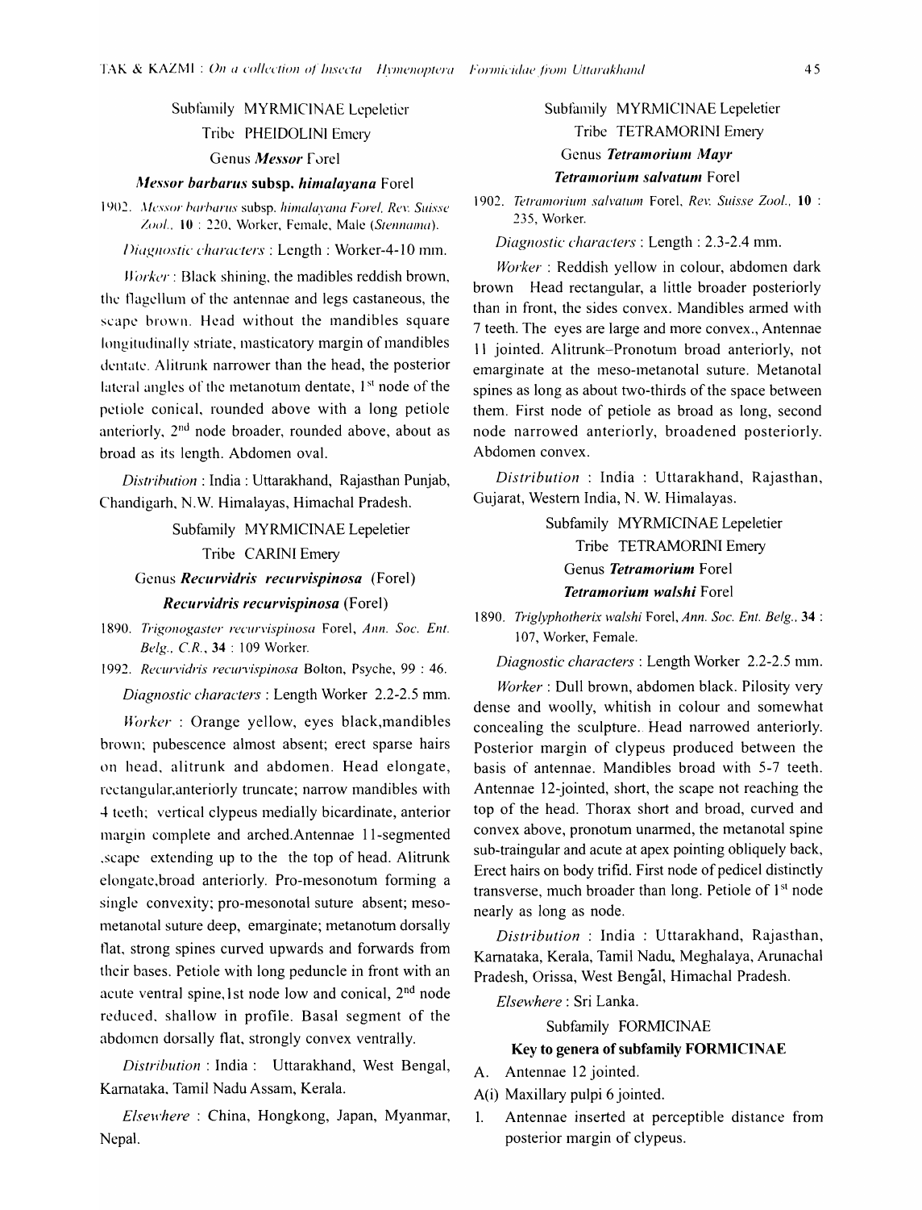Subfamily MYRMICINAE Lepeletier

Tribe PHEIDOLINI Emery

Genus ***Messor*** Forel

***Messor barbarus* subsp. *himalayana*** Forel

1902. *Messor barbarus* subsp. *himalayana Forel, Rev. Suisse Zool.*, **10** : 220, Worker, Female, Male (*Stennama*).

*Diagnostic characters* : Length : Worker-4-10 mm.

*Worker* : Black shining, the madibles reddish brown, the flagellum of the antennae and legs castaneous, the scape brown. Head without the mandibles square longitudinally striate, masticatory margin of mandibles dentate. Alitrunk narrower than the head, the posterior lateral angles of the metanotum dentate, 1st node of the petiole conical, rounded above with a long petiole anteriorly, 2nd node broader, rounded above, about as broad as its length. Abdomen oval.

*Distribution* : India : Uttarakhand, Rajasthan Punjab, Chandigarh, N.W. Himalayas, Himachal Pradesh.

Subfamily MYRMICINAE Lepeletier

Tribe CARINI Emery

Genus ***Recurvidris recurvispinosa*** (Forel)

***Recurvidris recurvispinosa*** (Forel)

1890. *Trigonogaster recurvispinosa* Forel, *Ann. Soc. Ent. Belg., C.R.*, **34** : 109 Worker.

1992. *Recurvidris recurvispinosa* Bolton, Psyche, 99 : 46.

*Diagnostic characters* : Length Worker 2.2-2.5 mm.

*Worker* : Orange yellow, eyes black,mandibles brown; pubescence almost absent; erect sparse hairs on head, alitrunk and abdomen. Head elongate, rectangular,anteriorly truncate; narrow mandibles with 4 teeth; vertical clypeus medially bicardinate, anterior margin complete and arched.Antennae 11-segmented ,scape extending up to the the top of head. Alitrunk elongate,broad anteriorly. Pro-mesonotum forming a single convexity; pro-mesonotal suture absent; meso-metanotal suture deep, emarginate; metanotum dorsally flat, strong spines curved upwards and forwards from their bases. Petiole with long peduncle in front with an acute ventral spine,1st node low and conical, 2nd node reduced, shallow in profile. Basal segment of the abdomen dorsally flat, strongly convex ventrally.

*Distribution* : India : Uttarakhand, West Bengal, Karnataka, Tamil Nadu Assam, Kerala.

*Elsewhere* : China, Hongkong, Japan, Myanmar, Nepal.

Subfamily MYRMICINAE Lepeletier

Tribe TETRAMORINI Emery

Genus ***Tetramorium Mayr***

***Tetramorium salvatum*** Forel

1902. *Tetramorium salvatum* Forel, *Rev. Suisse Zool.*, **10** : 235, Worker.

*Diagnostic characters* : Length : 2.3-2.4 mm.

*Worker* : Reddish yellow in colour, abdomen dark brown Head rectangular, a little broader posteriorly than in front, the sides convex. Mandibles armed with 7 teeth. The eyes are large and more convex., Antennae 11 jointed. Alitrunk–Pronotum broad anteriorly, not emarginate at the meso-metanotal suture. Metanotal spines as long as about two-thirds of the space between them. First node of petiole as broad as long, second node narrowed anteriorly, broadened posteriorly. Abdomen convex.

*Distribution* : India : Uttarakhand, Rajasthan, Gujarat, Western India, N. W. Himalayas.

Subfamily MYRMICINAE Lepeletier

Tribe TETRAMORINI Emery

Genus ***Tetramorium*** Forel

***Tetramorium walshi*** Forel

1890. *Triglyphotherix walshi* Forel, *Ann. Soc. Ent. Belg.*, **34** : 107, Worker, Female.

*Diagnostic characters* : Length Worker 2.2-2.5 mm.

*Worker* : Dull brown, abdomen black. Pilosity very dense and woolly, whitish in colour and somewhat concealing the sculpture. Head narrowed anteriorly. Posterior margin of clypeus produced between the basis of antennae. Mandibles broad with 5-7 teeth. Antennae 12-jointed, short, the scape not reaching the top of the head. Thorax short and broad, curved and convex above, pronotum unarmed, the metanotal spine sub-traingular and acute at apex pointing obliquely back, Erect hairs on body trifid. First node of pedicel distinctly transverse, much broader than long. Petiole of 1st node nearly as long as node.

*Distribution* : India : Uttarakhand, Rajasthan, Karnataka, Kerala, Tamil Nadu, Meghalaya, Arunachal Pradesh, Orissa, West Bengal, Himachal Pradesh.

*Elsewhere* : Sri Lanka.

Subfamily FORMICINAE

**Key to genera of subfamily FORMICINAE**

A. Antennae 12 jointed.

A(i) Maxillary pulpi 6 jointed.

1. Antennae inserted at perceptible distance from posterior margin of clypeus.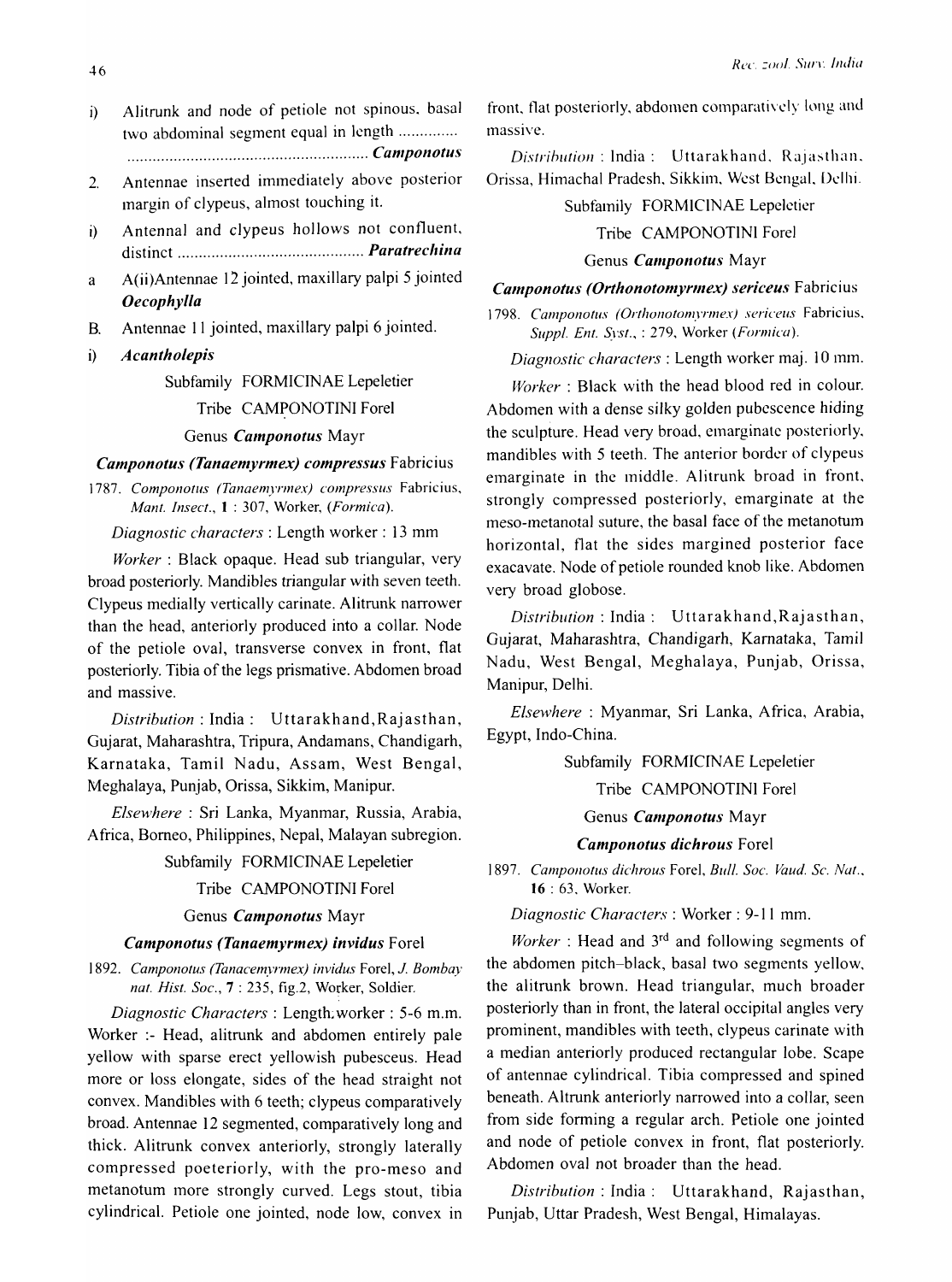i) Alitrunk and node of petiole not spinous, basal two abdominal segment equal in length .............. ........................................................ ***Camponotus***

2. Antennae inserted immediately above posterior margin of clypeus, almost touching it.

i) Antennal and clypeus hollows not confluent, distinct ............................................ ***Paratrechina***

a A(ii)Antennae 12 jointed, maxillary palpi 5 jointed ***Oecophylla***

B. Antennae 11 jointed, maxillary palpi 6 jointed.

i) ***Acantholepis***

Subfamily FORMICINAE Lepeletier

Tribe CAMPONOTINI Forel

Genus ***Camponotus*** Mayr

### *Camponotus (Tanaemyrmex) compressus* Fabricius

1787. *Componotus (Tanaemyrmex) compressus* Fabricius, *Mant. Insect.*, **1** : 307, Worker, (*Formica*).

*Diagnostic characters* : Length worker : 13 mm

*Worker* : Black opaque. Head sub triangular, very broad posteriorly. Mandibles triangular with seven teeth. Clypeus medially vertically carinate. Alitrunk narrower than the head, anteriorly produced into a collar. Node of the petiole oval, transverse convex in front, flat posteriorly. Tibia of the legs prismative. Abdomen broad and massive.

*Distribution* : India : Uttarakhand, Rajasthan, Gujarat, Maharashtra, Tripura, Andamans, Chandigarh, Karnataka, Tamil Nadu, Assam, West Bengal, Meghalaya, Punjab, Orissa, Sikkim, Manipur.

*Elsewhere* : Sri Lanka, Myanmar, Russia, Arabia, Africa, Borneo, Philippines, Nepal, Malayan subregion.

Subfamily FORMICINAE Lepeletier

Tribe CAMPONOTINI Forel

Genus ***Camponotus*** Mayr

### *Camponotus (Tanaemyrmex) invidus* Forel

1892. *Camponotus (Tanacemyrmex) invidus* Forel, *J. Bombay nat. Hist. Soc.*, **7** : 235, fig.2, Worker, Soldier.

*Diagnostic Characters* : Length worker : 5-6 m.m. Worker :- Head, alitrunk and abdomen entirely pale yellow with sparse erect yellowish pubesceus. Head more or loss elongate, sides of the head straight not convex. Mandibles with 6 teeth; clypeus comparatively broad. Antennae 12 segmented, comparatively long and thick. Alitrunk convex anteriorly, strongly laterally compressed poeteriorly, with the pro-meso and metanotum more strongly curved. Legs stout, tibia cylindrical. Petiole one jointed, node low, convex in front, flat posteriorly, abdomen comparatively long and massive.

*Distribution* : India : Uttarakhand, Rajasthan, Orissa, Himachal Pradesh, Sikkim, West Bengal, Delhi.

Subfamily FORMICINAE Lepeletier

Tribe CAMPONOTINI Forel

Genus ***Camponotus*** Mayr

### *Camponotus (Orthonotomyrmex) sericeus* Fabricius

1798. *Camponotus (Orthonotomyrmex) sericeus* Fabricius, *Suppl. Ent. Syst.*, : 279, Worker (*Formica*).

*Diagnostic characters* : Length worker maj. 10 mm.

*Worker* : Black with the head blood red in colour. Abdomen with a dense silky golden pubescence hiding the sculpture. Head very broad, emarginate posteriorly, mandibles with 5 teeth. The anterior border of clypeus emarginate in the middle. Alitrunk broad in front, strongly compressed posteriorly, emarginate at the meso-metanotal suture, the basal face of the metanotum horizontal, flat the sides margined posterior face exacavate. Node of petiole rounded knob like. Abdomen very broad globose.

*Distribution* : India : Uttarakhand, Rajasthan, Gujarat, Maharashtra, Chandigarh, Karnataka, Tamil Nadu, West Bengal, Meghalaya, Punjab, Orissa, Manipur, Delhi.

*Elsewhere* : Myanmar, Sri Lanka, Africa, Arabia, Egypt, Indo-China.

Subfamily FORMICINAE Lepeletier

Tribe CAMPONOTINI Forel

Genus ***Camponotus*** Mayr

### *Camponotus dichrous* Forel

1897. *Camponotus dichrous* Forel, *Bull. Soc. Vaud. Sc. Nat.*, **16** : 63, Worker.

*Diagnostic Characters* : Worker : 9-11 mm.

*Worker* : Head and 3rd and following segments of the abdomen pitch-black, basal two segments yellow, the alitrunk brown. Head triangular, much broader posteriorly than in front, the lateral occipital angles very prominent, mandibles with teeth, clypeus carinate with a median anteriorly produced rectangular lobe. Scape of antennae cylindrical. Tibia compressed and spined beneath. Altrunk anteriorly narrowed into a collar, seen from side forming a regular arch. Petiole one jointed and node of petiole convex in front, flat posteriorly. Abdomen oval not broader than the head.

*Distribution* : India : Uttarakhand, Rajasthan, Punjab, Uttar Pradesh, West Bengal, Himalayas.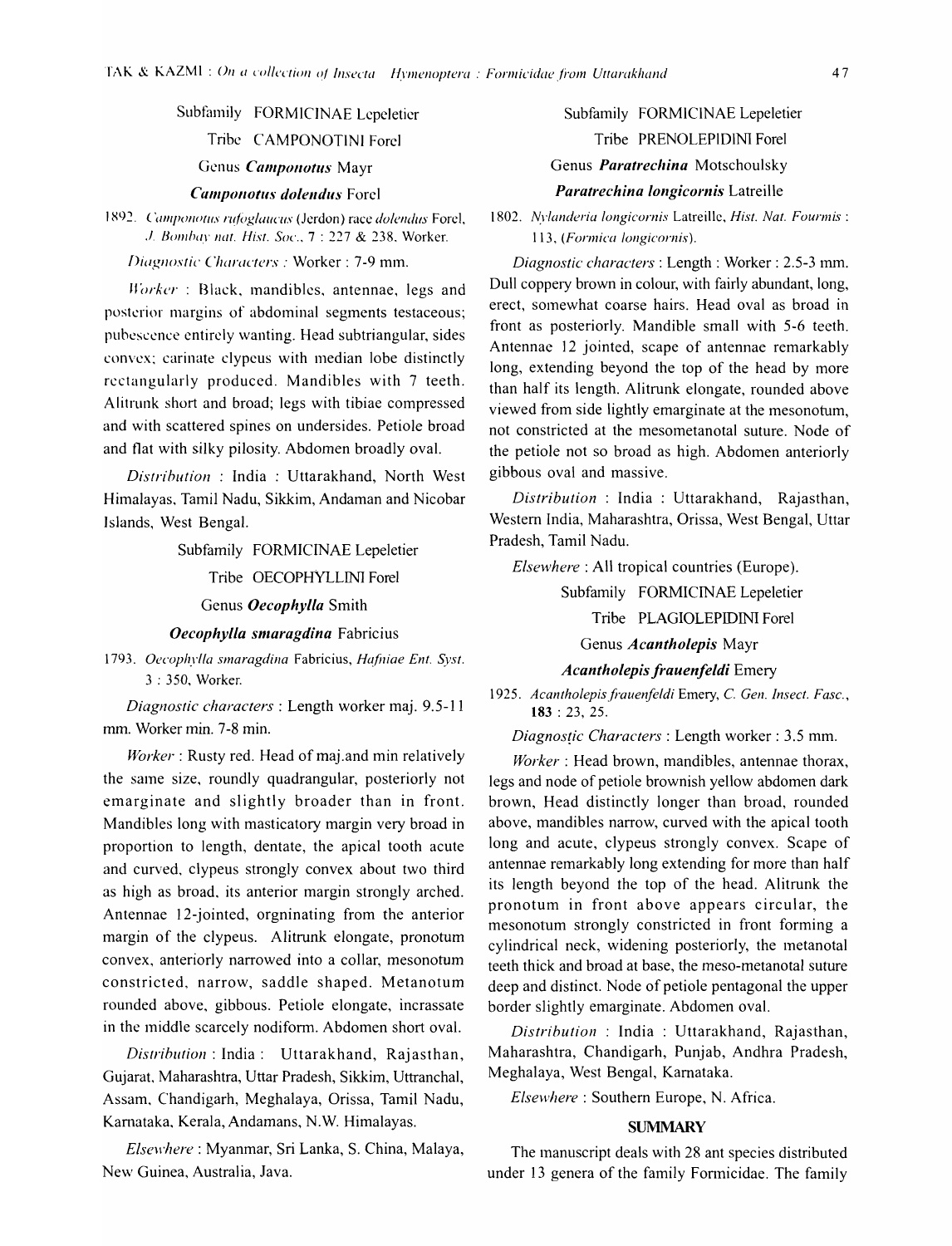Subfamily FORMICINAE Lepeletier

Tribe CAMPONOTINI Forel

Genus *Camponotus* Mayr

***Camponotus dolendus*** Forel

1892. *Camponotus rufoglaucus* (Jerdon) race *dolendus* Forel, *J. Bombay nat. Hist. Soc.*, 7 : 227 & 238. Worker.

*Diagnostic Characters* : Worker : 7-9 mm.

*Worker* : Black, mandibles, antennae, legs and posterior margins of abdominal segments testaceous; pubescence entirely wanting. Head subtriangular, sides convex; carinate clypeus with median lobe distinctly rectangularly produced. Mandibles with 7 teeth. Alitrunk short and broad; legs with tibiae compressed and with scattered spines on undersides. Petiole broad and flat with silky pilosity. Abdomen broadly oval.

*Distribution* : India : Uttarakhand, North West Himalayas, Tamil Nadu, Sikkim, Andaman and Nicobar Islands, West Bengal.

Subfamily FORMICINAE Lepeletier

Tribe OECOPHYLLINI Forel

Genus *Oecophylla* Smith

***Oecophylla smaragdina*** Fabricius

1793. *Oecophylla smaragdina* Fabricius, *Hafniae Ent. Syst.* 3 : 350, Worker.

*Diagnostic characters* : Length worker maj. 9.5-11 mm. Worker min. 7-8 min.

*Worker* : Rusty red. Head of maj.and min relatively the same size, roundly quadrangular, posteriorly not emarginate and slightly broader than in front. Mandibles long with masticatory margin very broad in proportion to length, dentate, the apical tooth acute and curved, clypeus strongly convex about two third as high as broad, its anterior margin strongly arched. Antennae 12-jointed, orgninating from the anterior margin of the clypeus. Alitrunk elongate, pronotum convex, anteriorly narrowed into a collar, mesonotum constricted, narrow, saddle shaped. Metanotum rounded above, gibbous. Petiole elongate, incrassate in the middle scarcely nodiform. Abdomen short oval.

*Distribution* : India : Uttarakhand, Rajasthan, Gujarat, Maharashtra, Uttar Pradesh, Sikkim, Uttranchal, Assam, Chandigarh, Meghalaya, Orissa, Tamil Nadu, Karnataka, Kerala, Andamans, N.W. Himalayas.

*Elsewhere* : Myanmar, Sri Lanka, S. China, Malaya, New Guinea, Australia, Java.

Subfamily FORMICINAE Lepeletier

Tribe PRENOLEPIDINI Forel

Genus *Paratrechina* Motschoulsky

***Paratrechina longicornis*** Latreille

1802. *Nylanderia longicornis* Latreille, *Hist. Nat. Fourmis* : 113, (*Formica longicornis*).

*Diagnostic characters* : Length : Worker : 2.5-3 mm. Dull coppery brown in colour, with fairly abundant, long, erect, somewhat coarse hairs. Head oval as broad in front as posteriorly. Mandible small with 5-6 teeth. Antennae 12 jointed, scape of antennae remarkably long, extending beyond the top of the head by more than half its length. Alitrunk elongate, rounded above viewed from side lightly emarginate at the mesonotum, not constricted at the mesometanotal suture. Node of the petiole not so broad as high. Abdomen anteriorly gibbous oval and massive.

*Distribution* : India : Uttarakhand, Rajasthan, Western India, Maharashtra, Orissa, West Bengal, Uttar Pradesh, Tamil Nadu.

*Elsewhere* : All tropical countries (Europe).

Subfamily FORMICINAE Lepeletier

Tribe PLAGIOLEPIDINI Forel

Genus *Acantholepis* Mayr

***Acantholepis frauenfeldi*** Emery

1925. *Acantholepis frauenfeldi* Emery, *C. Gen. Insect. Fasc.*, **183** : 23, 25.

*Diagnostic Characters* : Length worker : 3.5 mm.

*Worker* : Head brown, mandibles, antennae thorax, legs and node of petiole brownish yellow abdomen dark brown, Head distinctly longer than broad, rounded above, mandibles narrow, curved with the apical tooth long and acute, clypeus strongly convex. Scape of antennae remarkably long extending for more than half its length beyond the top of the head. Alitrunk the pronotum in front above appears circular, the mesonotum strongly constricted in front forming a cylindrical neck, widening posteriorly, the metanotal teeth thick and broad at base, the meso-metanotal suture deep and distinct. Node of petiole pentagonal the upper border slightly emarginate. Abdomen oval.

*Distribution* : India : Uttarakhand, Rajasthan, Maharashtra, Chandigarh, Punjab, Andhra Pradesh, Meghalaya, West Bengal, Karnataka.

*Elsewhere* : Southern Europe, N. Africa.

## SUMMARY

The manuscript deals with 28 ant species distributed under 13 genera of the family Formicidae. The family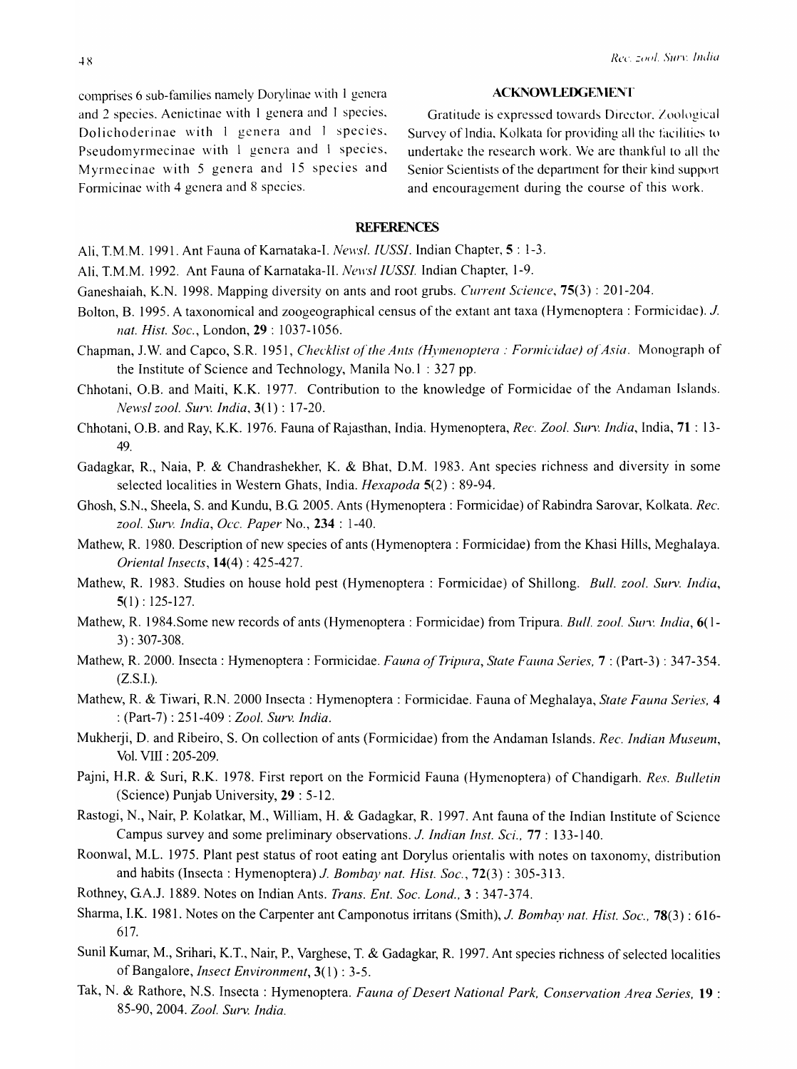comprises 6 sub-families namely Dorylinae with 1 genera and 2 species. Aenictinae with 1 genera and 1 species, Dolichoderinae with 1 genera and 1 species, Pseudomyrmecinae with 1 genera and 1 species, Myrmecinae with 5 genera and 15 species and Formicinae with 4 genera and 8 species.

## ACKNOWLEDGEMENT

Gratitude is expressed towards Director, Zoological Survey of India, Kolkata for providing all the facilities to undertake the research work. We are thankful to all the Senior Scientists of the department for their kind support and encouragement during the course of this work.

## REFERENCES

Ali, T.M.M. 1991. Ant Fauna of Karnataka-I. *Newsl. IUSSI*. Indian Chapter, **5** : 1-3.

Ali, T.M.M. 1992. Ant Fauna of Karnataka-II. *Newsl IUSSI*. Indian Chapter, 1-9.

Ganeshaiah, K.N. 1998. Mapping diversity on ants and root grubs. *Current Science*, **75**(3) : 201-204.

Bolton, B. 1995. A taxonomical and zoogeographical census of the extant ant taxa (Hymenoptera : Formicidae). *J. nat. Hist. Soc.*, London, **29** : 1037-1056.

Chapman, J.W. and Capco, S.R. 1951, *Checklist of the Ants (Hymenoptera : Formicidae) of Asia*. Monograph of the Institute of Science and Technology, Manila No.1 : 327 pp.

Chhotani, O.B. and Maiti, K.K. 1977. Contribution to the knowledge of Formicidae of the Andaman Islands. *Newsl zool. Surv. India*, **3**(1) : 17-20.

Chhotani, O.B. and Ray, K.K. 1976. Fauna of Rajasthan, India. Hymenoptera, *Rec. Zool. Surv. India*, India, **71** : 13-49.

Gadagkar, R., Naia, P. & Chandrashekher, K. & Bhat, D.M. 1983. Ant species richness and diversity in some selected localities in Western Ghats, India. *Hexapoda* **5**(2) : 89-94.

Ghosh, S.N., Sheela, S. and Kundu, B.G. 2005. Ants (Hymenoptera : Formicidae) of Rabindra Sarovar, Kolkata. *Rec. zool. Surv. India, Occ. Paper* No., **234** : 1-40.

Mathew, R. 1980. Description of new species of ants (Hymenoptera : Formicidae) from the Khasi Hills, Meghalaya. *Oriental Insects*, **14**(4) : 425-427.

Mathew, R. 1983. Studies on house hold pest (Hymenoptera : Formicidae) of Shillong. *Bull. zool. Surv. India*, **5**(1) : 125-127.

Mathew, R. 1984.Some new records of ants (Hymenoptera : Formicidae) from Tripura. *Bull. zool. Surv. India*, **6**(1-3) : 307-308.

Mathew, R. 2000. Insecta : Hymenoptera : Formicidae. *Fauna of Tripura, State Fauna Series*, **7** : (Part-3) : 347-354. (Z.S.I.).

Mathew, R. & Tiwari, R.N. 2000 Insecta : Hymenoptera : Formicidae. Fauna of Meghalaya, *State Fauna Series*, **4** : (Part-7) : 251-409 : *Zool. Surv. India*.

Mukherji, D. and Ribeiro, S. On collection of ants (Formicidae) from the Andaman Islands. *Rec. Indian Museum*, Vol. VIII : 205-209.

Pajni, H.R. & Suri, R.K. 1978. First report on the Formicid Fauna (Hymenoptera) of Chandigarh. *Res. Bulletin* (Science) Punjab University, **29** : 5-12.

Rastogi, N., Nair, P. Kolatkar, M., William, H. & Gadagkar, R. 1997. Ant fauna of the Indian Institute of Science Campus survey and some preliminary observations. *J. Indian Inst. Sci.*, **77** : 133-140.

Roonwal, M.L. 1975. Plant pest status of root eating ant Dorylus orientalis with notes on taxonomy, distribution and habits (Insecta : Hymenoptera) *J. Bombay nat. Hist. Soc.*, **72**(3) : 305-313.

Rothney, G.A.J. 1889. Notes on Indian Ants. *Trans. Ent. Soc. Lond.*, **3** : 347-374.

Sharma, I.K. 1981. Notes on the Carpenter ant Camponotus irritans (Smith), *J. Bombay nat. Hist. Soc.*, **78**(3) : 616-617.

Sunil Kumar, M., Srihari, K.T., Nair, P., Varghese, T. & Gadagkar, R. 1997. Ant species richness of selected localities of Bangalore, *Insect Environment*, **3**(1) : 3-5.

Tak, N. & Rathore, N.S. Insecta : Hymenoptera. *Fauna of Desert National Park, Conservation Area Series*, **19** : 85-90, 2004. *Zool. Surv. India*.